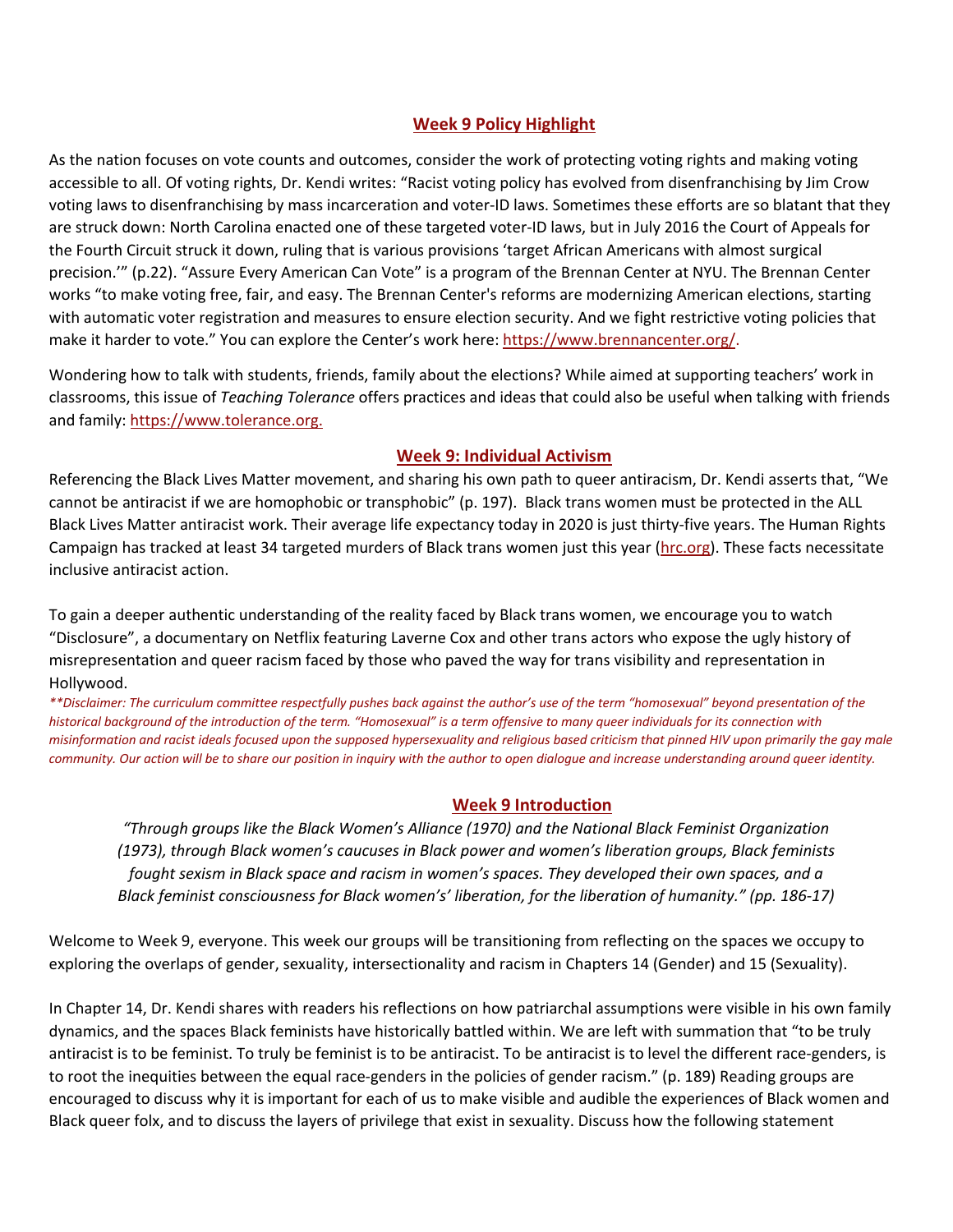## Week 9 Policy Highlight

As the nation focuses on vote counts and outcomes, consider the work of protecting voting rights and making voting accessible to all. Of voting rights, Dr. Kendi writes: "Racist voting policy has evolved from disenfranchising by Jim Crow voting laws to disenfranchising by mass incarceration and voter-ID laws. Sometimes these efforts are so blatant that they are struck down: North Carolina enacted one of these targeted voter-ID laws, but in July 2016 the Court of Appeals for the Fourth Circuit struck it down, ruling that is various provisions 'target African Americans with almost surgical precision.'" (p.22). "Assure Every American Can Vote" is a program of the Brennan Center at NYU. The Brennan Center works "to make voting free, fair, and easy. The Brennan Center's reforms are modernizing American elections, starting with automatic voter registration and measures to ensure election security. And we fight restrictive voting policies that make it harder to vote." You can explore the Center's work here: https://www.brennancenter.org/.

Wondering how to talk with students, friends, family about the elections? While aimed at supporting teachers' work in classrooms, this issue of *Teaching Tolerance* offers practices and ideas that could also be useful when talking with friends and family: https://www.tolerance.org.

## Week 9: Individual Activism

Referencing the Black Lives Matter movement, and sharing his own path to queer antiracism, Dr. Kendi asserts that, "We cannot be antiracist if we are homophobic or transphobic" (p. 197). Black trans women must be protected in the ALL Black Lives Matter antiracist work. Their average life expectancy today in 2020 is just thirty-five years. The Human Rights Campaign has tracked at least 34 targeted murders of Black trans women just this year (hrc.org). These facts necessitate inclusive antiracist action.

To gain a deeper authentic understanding of the reality faced by Black trans women, we encourage you to watch "Disclosure", a documentary on Netflix featuring Laverne Cox and other trans actors who expose the ugly history of misrepresentation and queer racism faced by those who paved the way for trans visibility and representation in Hollywood.

*\*\*Disclaimer: The curriculum committee respectfully pushes back against the author's use of the term "homosexual" beyond presentation of the historical background of the introduction of the term. "Homosexual" is a term offensive to many queer individuals for its connection with misinformation and racist ideals focused upon the supposed hypersexuality and religious based criticism that pinned HIV upon primarily the gay male community. Our action will be to share our position in inquiry with the author to open dialogue and increase understanding around queer identity.*

## Week 9 Introduction

*"Through groups like the Black Women's Alliance (1970) and the National Black Feminist Organization (1973), through Black women's caucuses in Black power and women's liberation groups, Black feminists fought sexism in Black space and racism in women's spaces. They developed their own spaces, and a Black feminist consciousness for Black women's' liberation, for the liberation of humanity." (pp. 186-17)*

Welcome to Week 9, everyone. This week our groups will be transitioning from reflecting on the spaces we occupy to exploring the overlaps of gender, sexuality, intersectionality and racism in Chapters 14 (Gender) and 15 (Sexuality).

In Chapter 14, Dr. Kendi shares with readers his reflections on how patriarchal assumptions were visible in his own family dynamics, and the spaces Black feminists have historically battled within. We are left with summation that "to be truly antiracist is to be feminist. To truly be feminist is to be antiracist. To be antiracist is to level the different race-genders, is to root the inequities between the equal race-genders in the policies of gender racism." (p. 189) Reading groups are encouraged to discuss why it is important for each of us to make visible and audible the experiences of Black women and Black queer folx, and to discuss the layers of privilege that exist in sexuality. Discuss how the following statement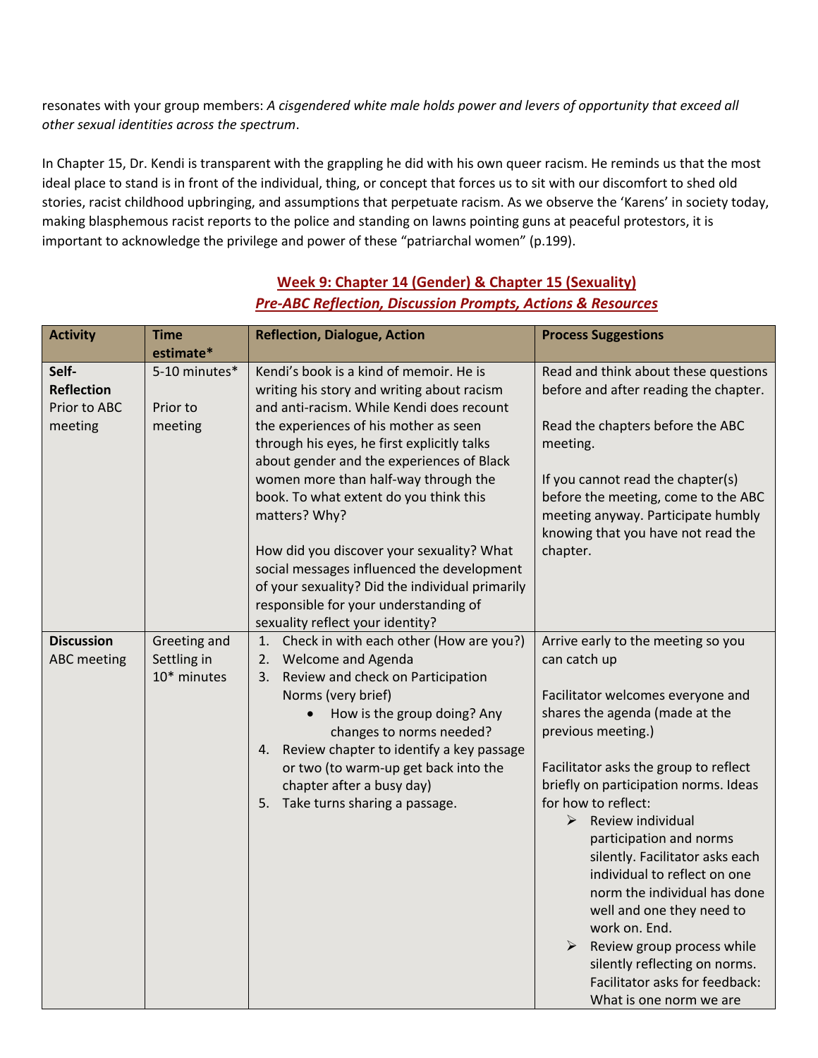resonates with your group members: *A cisgendered white male holds power and levers of opportunity that exceed all other sexual identities across the spectrum*.

In Chapter 15, Dr. Kendi is transparent with the grappling he did with his own queer racism. He reminds us that the most ideal place to stand is in front of the individual, thing, or concept that forces us to sit with our discomfort to shed old stories, racist childhood upbringing, and assumptions that perpetuate racism. As we observe the 'Karens' in society today, making blasphemous racist reports to the police and standing on lawns pointing guns at peaceful protestors, it is important to acknowledge the privilege and power of these "patriarchal women" (p.199).

## Week 9: Chapter 14 (Gender) & Chapter 15 (Sexuality)

### *Pre-ABC Reflection, Discussion Prompts, Actions & Resources*

| Activity | Time estimate* | Reflection, Dialogue, Action | Process Suggestions |
|---|---|---|---|
| **Self-Reflection** Prior to ABC meeting | 5-10 minutes*<br><br>Prior to meeting | Kendi's book is a kind of memoir. He is writing his story and writing about racism and anti-racism. While Kendi does recount the experiences of his mother as seen through his eyes, he first explicitly talks about gender and the experiences of Black women more than half-way through the book. To what extent do you think this matters? Why?<br><br>How did you discover your sexuality? What social messages influenced the development of your sexuality? Did the individual primarily responsible for your understanding of sexuality reflect your identity? | Read and think about these questions before and after reading the chapter.<br><br>Read the chapters before the ABC meeting.<br><br>If you cannot read the chapter(s) before the meeting, come to the ABC meeting anyway. Participate humbly knowing that you have not read the chapter. |
| **Discussion** ABC meeting | Greeting and Settling in 10* minutes | 1. Check in with each other (How are you?)<br>2. Welcome and Agenda<br>3. Review and check on Participation Norms (very brief)<br>&nbsp;&nbsp;&nbsp;&nbsp;• How is the group doing? Any changes to norms needed?<br>4. Review chapter to identify a key passage or two (to warm-up get back into the chapter after a busy day)<br>5. Take turns sharing a passage. | Arrive early to the meeting so you can catch up<br><br>Facilitator welcomes everyone and shares the agenda (made at the previous meeting.)<br><br>Facilitator asks the group to reflect briefly on participation norms. Ideas for how to reflect:<br>➢ Review individual participation and norms silently. Facilitator asks each individual to reflect on one norm the individual has done well and one they need to work on. End.<br>➢ Review group process while silently reflecting on norms. Facilitator asks for feedback: What is one norm we are |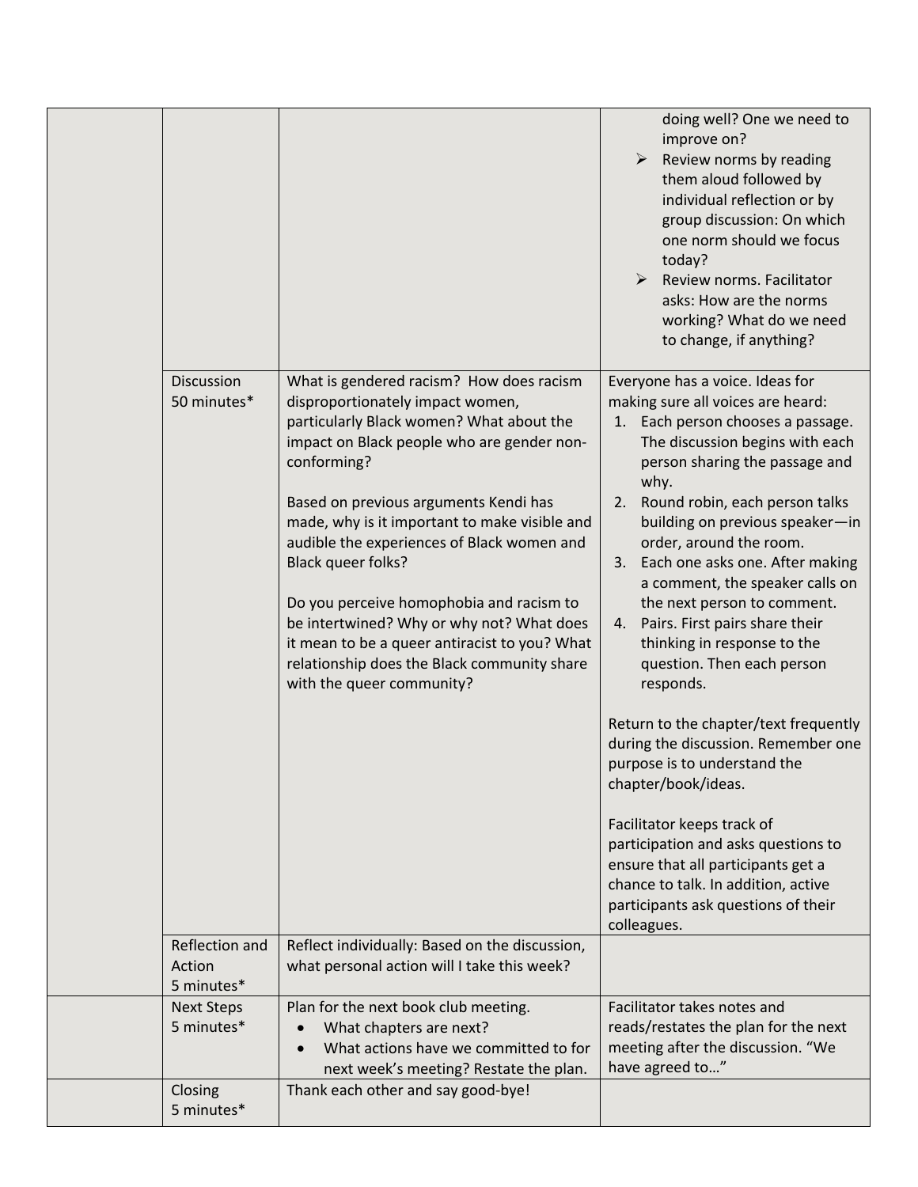| | | | |
|---|---|---|---|
| | | | doing well? One we need to improve on?<br>➢ Review norms by reading them aloud followed by individual reflection or by group discussion: On which one norm should we focus today?<br>➢ Review norms. Facilitator asks: How are the norms working? What do we need to change, if anything? |
| | Discussion<br>50 minutes* | What is gendered racism? How does racism disproportionately impact women, particularly Black women? What about the impact on Black people who are gender non-conforming?<br><br>Based on previous arguments Kendi has made, why is it important to make visible and audible the experiences of Black women and Black queer folks?<br><br>Do you perceive homophobia and racism to be intertwined? Why or why not? What does it mean to be a queer antiracist to you? What relationship does the Black community share with the queer community? | Everyone has a voice. Ideas for making sure all voices are heard:<br>1. Each person chooses a passage. The discussion begins with each person sharing the passage and why.<br>2. Round robin, each person talks building on previous speaker—in order, around the room.<br>3. Each one asks one. After making a comment, the speaker calls on the next person to comment.<br>4. Pairs. First pairs share their thinking in response to the question. Then each person responds.<br><br>Return to the chapter/text frequently during the discussion. Remember one purpose is to understand the chapter/book/ideas.<br><br>Facilitator keeps track of participation and asks questions to ensure that all participants get a chance to talk. In addition, active participants ask questions of their colleagues. |
| | Reflection and Action<br>5 minutes* | Reflect individually: Based on the discussion, what personal action will I take this week? | |
| | Next Steps<br>5 minutes* | Plan for the next book club meeting.<br>• What chapters are next?<br>• What actions have we committed to for next week's meeting? Restate the plan. | Facilitator takes notes and reads/restates the plan for the next meeting after the discussion. "We have agreed to…" |
| | Closing<br>5 minutes* | Thank each other and say good-bye! | |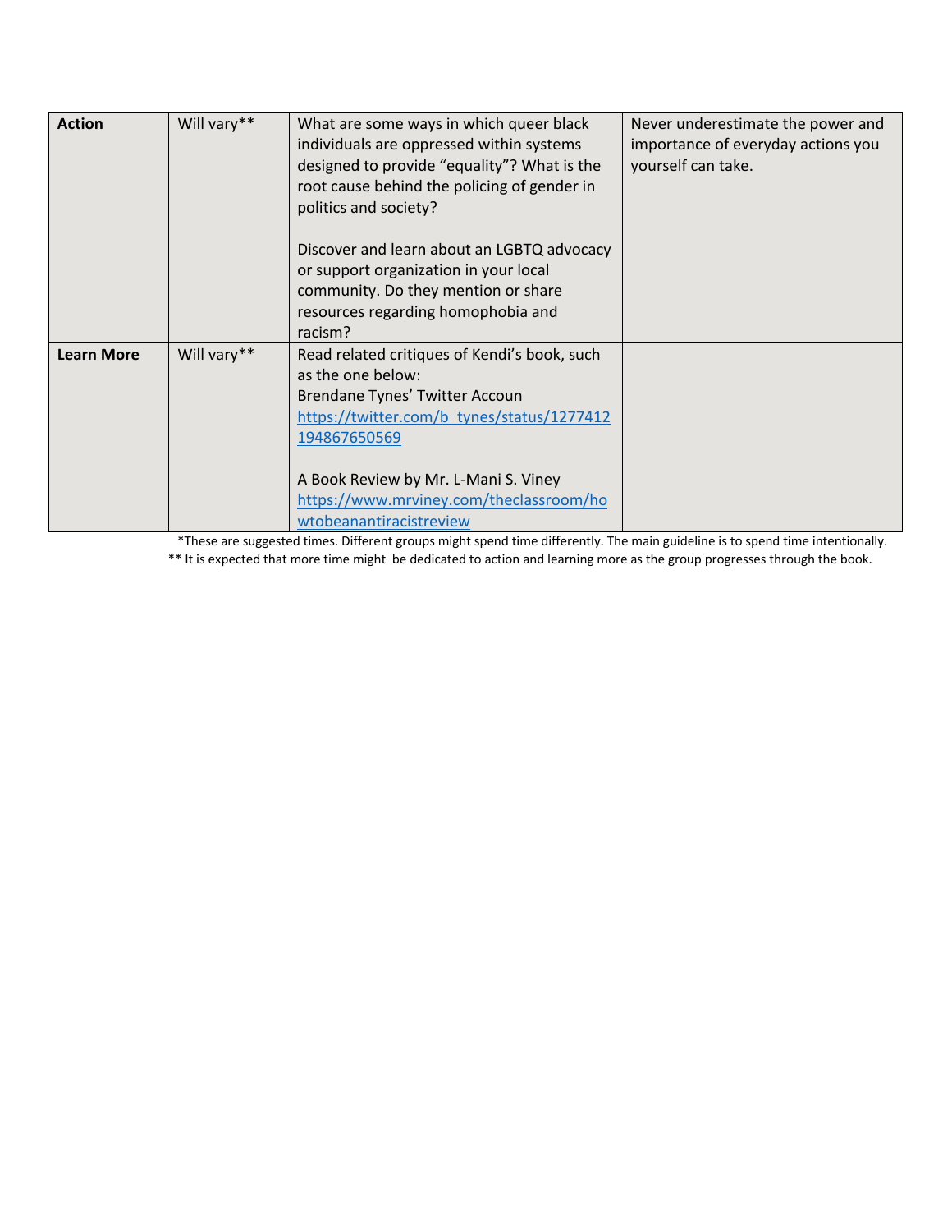| | | | |
|---|---|---|---|
| **Action** | Will vary** | What are some ways in which queer black individuals are oppressed within systems designed to provide "equality"? What is the root cause behind the policing of gender in politics and society?<br><br>Discover and learn about an LGBTQ advocacy or support organization in your local community. Do they mention or share resources regarding homophobia and racism? | Never underestimate the power and importance of everyday actions you yourself can take. |
| **Learn More** | Will vary** | Read related critiques of Kendi's book, such as the one below:<br>Brendane Tynes' Twitter Accoun<br>[https://twitter.com/b_tynes/status/1277412194867650569](https://twitter.com/b_tynes/status/1277412194867650569)<br><br>A Book Review by Mr. L-Mani S. Viney<br>[https://www.mrviney.com/theclassroom/howtobeanantiracistreview](https://www.mrviney.com/theclassroom/howtobeanantiracistreview) | |

*These are suggested times. Different groups might spend time differently. The main guideline is to spend time intentionally.

** It is expected that more time might be dedicated to action and learning more as the group progresses through the book.